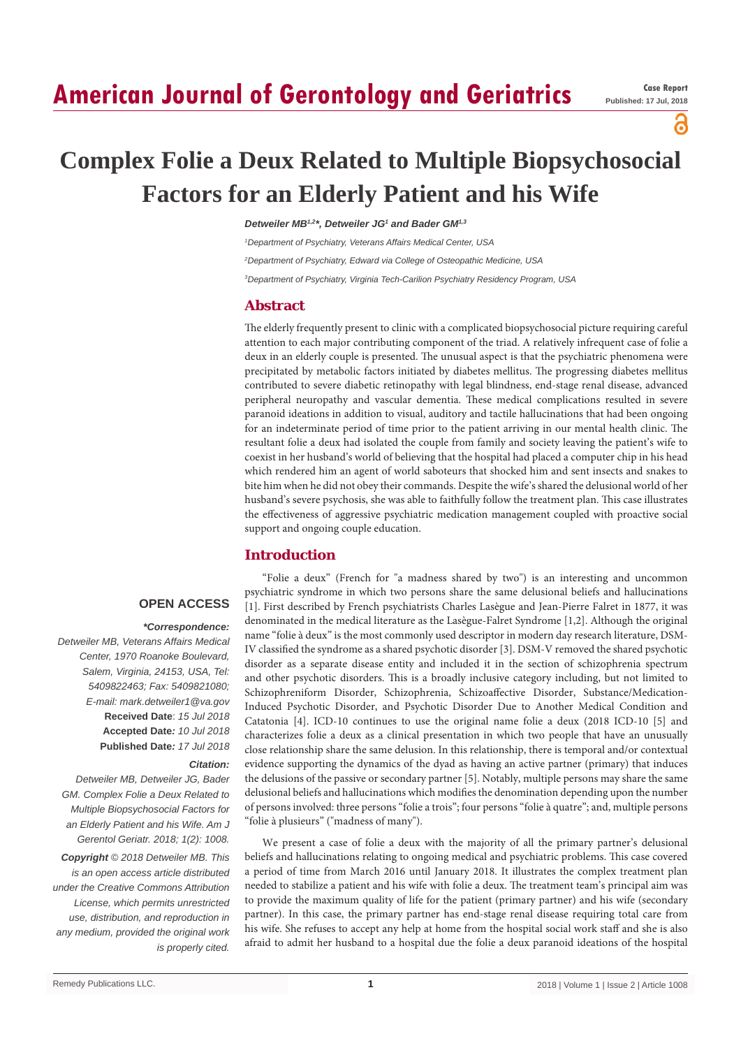# Complex Folie a Deux Related to Multiple Biopsychosocial Factors for an Elderly Patient and his Wife

***Detweiler MB[1,2]\*, Detweiler JG[1] and Bader GM[1,3]***

*[1]Department of Psychiatry, Veterans Affairs Medical Center, USA*

*[2]Department of Psychiatry, Edward via College of Osteopathic Medicine, USA*

*[3]Department of Psychiatry, Virginia Tech-Carilion Psychiatry Residency Program, USA*

## Abstract

The elderly frequently present to clinic with a complicated biopsychosocial picture requiring careful attention to each major contributing component of the triad. A relatively infrequent case of folie a deux in an elderly couple is presented. The unusual aspect is that the psychiatric phenomena were precipitated by metabolic factors initiated by diabetes mellitus. The progressing diabetes mellitus contributed to severe diabetic retinopathy with legal blindness, end-stage renal disease, advanced peripheral neuropathy and vascular dementia. These medical complications resulted in severe paranoid ideations in addition to visual, auditory and tactile hallucinations that had been ongoing for an indeterminate period of time prior to the patient arriving in our mental health clinic. The resultant folie a deux had isolated the couple from family and society leaving the patient's wife to coexist in her husband's world of believing that the hospital had placed a computer chip in his head which rendered him an agent of world saboteurs that shocked him and sent insects and snakes to bite him when he did not obey their commands. Despite the wife's shared the delusional world of her husband's severe psychosis, she was able to faithfully follow the treatment plan. This case illustrates the effectiveness of aggressive psychiatric medication management coupled with proactive social support and ongoing couple education.

**OPEN ACCESS**

***\*Correspondence:***

*Detweiler MB, Veterans Affairs Medical Center, 1970 Roanoke Boulevard, Salem, Virginia, 24153, USA, Tel: 5409822463; Fax: 5409821080; E-mail: mark.detweiler1@va.gov*

**Received Date**: *15 Jul 2018*

**Accepted Date***: 10 Jul 2018*

**Published Date***: 17 Jul 2018*

***Citation:***

*Detweiler MB, Detweiler JG, Bader GM. Complex Folie a Deux Related to Multiple Biopsychosocial Factors for an Elderly Patient and his Wife. Am J Gerentol Geriatr. 2018; 1(2): 1008.*

***Copyright** © 2018 Detweiler MB. This is an open access article distributed under the Creative Commons Attribution License, which permits unrestricted use, distribution, and reproduction in any medium, provided the original work is properly cited.*

## Introduction

"Folie a deux" (French for "a madness shared by two") is an interesting and uncommon psychiatric syndrome in which two persons share the same delusional beliefs and hallucinations [1]. First described by French psychiatrists Charles Lasègue and Jean-Pierre Falret in 1877, it was denominated in the medical literature as the Lasègue-Falret Syndrome [1,2]. Although the original name "folie à deux" is the most commonly used descriptor in modern day research literature, DSM-IV classified the syndrome as a shared psychotic disorder [3]. DSM-V removed the shared psychotic disorder as a separate disease entity and included it in the section of schizophrenia spectrum and other psychotic disorders. This is a broadly inclusive category including, but not limited to Schizophreniform Disorder, Schizophrenia, Schizoaffective Disorder, Substance/Medication-Induced Psychotic Disorder, and Psychotic Disorder Due to Another Medical Condition and Catatonia [4]. ICD-10 continues to use the original name folie a deux (2018 ICD-10 [5] and characterizes folie a deux as a clinical presentation in which two people that have an unusually close relationship share the same delusion. In this relationship, there is temporal and/or contextual evidence supporting the dynamics of the dyad as having an active partner (primary) that induces the delusions of the passive or secondary partner [5]. Notably, multiple persons may share the same delusional beliefs and hallucinations which modifies the denomination depending upon the number of persons involved: three persons "folie a trois"; four persons "folie à quatre"; and, multiple persons "folie à plusieurs" ("madness of many").

We present a case of folie a deux with the majority of all the primary partner's delusional beliefs and hallucinations relating to ongoing medical and psychiatric problems. This case covered a period of time from March 2016 until January 2018. It illustrates the complex treatment plan needed to stabilize a patient and his wife with folie a deux. The treatment team's principal aim was to provide the maximum quality of life for the patient (primary partner) and his wife (secondary partner). In this case, the primary partner has end-stage renal disease requiring total care from his wife. She refuses to accept any help at home from the hospital social work staff and she is also afraid to admit her husband to a hospital due the folie a deux paranoid ideations of the hospital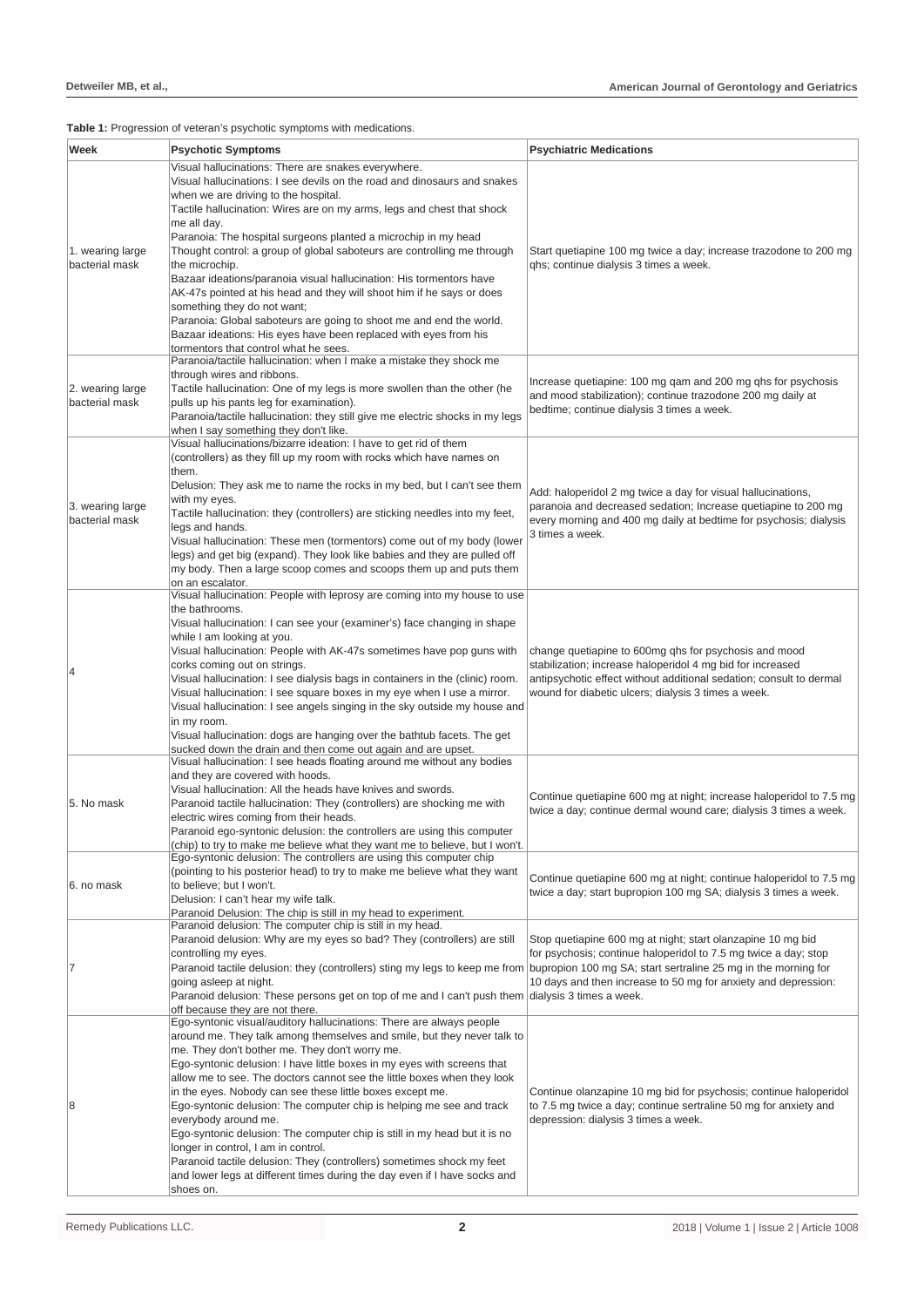**Table 1:** Progression of veteran's psychotic symptoms with medications.

| Week | Psychotic Symptoms | Psychiatric Medications |
|---|---|---|
| 1. wearing large bacterial mask | Visual hallucinations: There are snakes everywhere.<br>Visual hallucinations: I see devils on the road and dinosaurs and snakes when we are driving to the hospital.<br>Tactile hallucination: Wires are on my arms, legs and chest that shock me all day.<br>Paranoia: The hospital surgeons planted a microchip in my head<br>Thought control: a group of global saboteurs are controlling me through the microchip.<br>Bazaar ideations/paranoia visual hallucination: His tormentors have AK-47s pointed at his head and they will shoot him if he says or does something they do not want;<br>Paranoia: Global saboteurs are going to shoot me and end the world.<br>Bazaar ideations: His eyes have been replaced with eyes from his tormentors that control what he sees. | Start quetiapine 100 mg twice a day; increase trazodone to 200 mg qhs; continue dialysis 3 times a week. |
| 2. wearing large bacterial mask | Paranoia/tactile hallucination: when I make a mistake they shock me through wires and ribbons.<br>Tactile hallucination: One of my legs is more swollen than the other (he pulls up his pants leg for examination).<br>Paranoia/tactile hallucination: they still give me electric shocks in my legs when I say something they don't like. | Increase quetiapine: 100 mg qam and 200 mg qhs for psychosis and mood stabilization); continue trazodone 200 mg daily at bedtime; continue dialysis 3 times a week. |
| 3. wearing large bacterial mask | Visual hallucinations/bizarre ideation: I have to get rid of them (controllers) as they fill up my room with rocks which have names on them.<br>Delusion: They ask me to name the rocks in my bed, but I can't see them with my eyes.<br>Tactile hallucination: they (controllers) are sticking needles into my feet, legs and hands.<br>Visual hallucination: These men (tormentors) come out of my body (lower legs) and get big (expand). They look like babies and they are pulled off my body. Then a large scoop comes and scoops them up and puts them on an escalator. | Add: haloperidol 2 mg twice a day for visual hallucinations, paranoia and decreased sedation; Increase quetiapine to 200 mg every morning and 400 mg daily at bedtime for psychosis; dialysis 3 times a week. |
| 4 | Visual hallucination: People with leprosy are coming into my house to use the bathrooms.<br>Visual hallucination: I can see your (examiner's) face changing in shape while I am looking at you.<br>Visual hallucination: People with AK-47s sometimes have pop guns with corks coming out on strings.<br>Visual hallucination: I see dialysis bags in containers in the (clinic) room.<br>Visual hallucination: I see square boxes in my eye when I use a mirror.<br>Visual hallucination: I see angels singing in the sky outside my house and in my room.<br>Visual hallucination: dogs are hanging over the bathtub facets. The get sucked down the drain and then come out again and are upset. | change quetiapine to 600mg qhs for psychosis and mood stabilization; increase haloperidol 4 mg bid for increased antipsychotic effect without additional sedation; consult to dermal wound for diabetic ulcers; dialysis 3 times a week. |
| 5. No mask | Visual hallucination: I see heads floating around me without any bodies and they are covered with hoods.<br>Visual hallucination: All the heads have knives and swords.<br>Paranoid tactile hallucination: They (controllers) are shocking me with electric wires coming from their heads.<br>Paranoid ego-syntonic delusion: the controllers are using this computer (chip) to try to make me believe what they want me to believe, but I won't. | Continue quetiapine 600 mg at night; increase haloperidol to 7.5 mg twice a day; continue dermal wound care; dialysis 3 times a week. |
| 6. no mask | Ego-syntonic delusion: The controllers are using this computer chip (pointing to his posterior head) to try to make me believe what they want to believe; but I won't.<br>Delusion: I can't hear my wife talk.<br>Paranoid Delusion: The chip is still in my head to experiment. | Continue quetiapine 600 mg at night; continue haloperidol to 7.5 mg twice a day; start bupropion 100 mg SA; dialysis 3 times a week. |
| 7 | Paranoid delusion: The computer chip is still in my head.<br>Paranoid delusion: Why are my eyes so bad? They (controllers) are still controlling my eyes.<br>Paranoid tactile delusion: they (controllers) sting my legs to keep me from going asleep at night.<br>Paranoid delusion: These persons get on top of me and I can't push them off because they are not there. | Stop quetiapine 600 mg at night; start olanzapine 10 mg bid for psychosis; continue haloperidol to 7.5 mg twice a day; stop bupropion 100 mg SA; start sertraline 25 mg in the morning for 10 days and then increase to 50 mg for anxiety and depression: dialysis 3 times a week. |
| 8 | Ego-syntonic visual/auditory hallucinations: There are always people around me. They talk among themselves and smile, but they never talk to me. They don't bother me. They don't worry me.<br>Ego-syntonic delusion: I have little boxes in my eyes with screens that allow me to see. The doctors cannot see the little boxes when they look in the eyes. Nobody can see these little boxes except me.<br>Ego-syntonic delusion: The computer chip is helping me see and track everybody around me.<br>Ego-syntonic delusion: The computer chip is still in my head but it is no longer in control, I am in control.<br>Paranoid tactile delusion: They (controllers) sometimes shock my feet and lower legs at different times during the day even if I have socks and shoes on. | Continue olanzapine 10 mg bid for psychosis; continue haloperidol to 7.5 mg twice a day; continue sertraline 50 mg for anxiety and depression: dialysis 3 times a week. |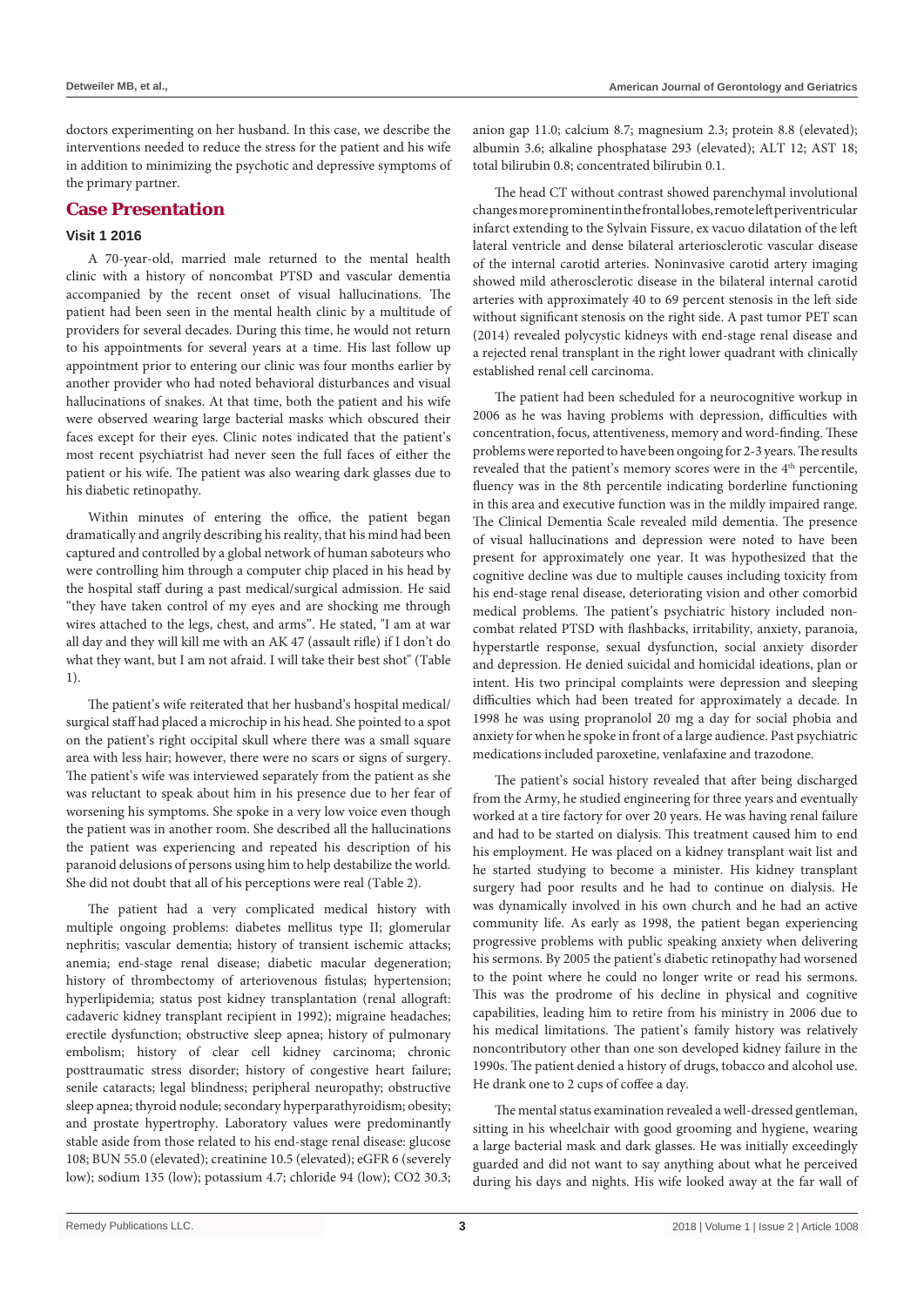doctors experimenting on her husband. In this case, we describe the interventions needed to reduce the stress for the patient and his wife in addition to minimizing the psychotic and depressive symptoms of the primary partner.

## Case Presentation

### Visit 1 2016

A 70-year-old, married male returned to the mental health clinic with a history of noncombat PTSD and vascular dementia accompanied by the recent onset of visual hallucinations. The patient had been seen in the mental health clinic by a multitude of providers for several decades. During this time, he would not return to his appointments for several years at a time. His last follow up appointment prior to entering our clinic was four months earlier by another provider who had noted behavioral disturbances and visual hallucinations of snakes. At that time, both the patient and his wife were observed wearing large bacterial masks which obscured their faces except for their eyes. Clinic notes indicated that the patient's most recent psychiatrist had never seen the full faces of either the patient or his wife. The patient was also wearing dark glasses due to his diabetic retinopathy.

Within minutes of entering the office, the patient began dramatically and angrily describing his reality, that his mind had been captured and controlled by a global network of human saboteurs who were controlling him through a computer chip placed in his head by the hospital staff during a past medical/surgical admission. He said "they have taken control of my eyes and are shocking me through wires attached to the legs, chest, and arms". He stated, "I am at war all day and they will kill me with an AK 47 (assault rifle) if I don't do what they want, but I am not afraid. I will take their best shot" (Table 1).

The patient's wife reiterated that her husband's hospital medical/surgical staff had placed a microchip in his head. She pointed to a spot on the patient's right occipital skull where there was a small square area with less hair; however, there were no scars or signs of surgery. The patient's wife was interviewed separately from the patient as she was reluctant to speak about him in his presence due to her fear of worsening his symptoms. She spoke in a very low voice even though the patient was in another room. She described all the hallucinations the patient was experiencing and repeated his description of his paranoid delusions of persons using him to help destabilize the world. She did not doubt that all of his perceptions were real (Table 2).

The patient had a very complicated medical history with multiple ongoing problems: diabetes mellitus type II; glomerular nephritis; vascular dementia; history of transient ischemic attacks; anemia; end-stage renal disease; diabetic macular degeneration; history of thrombectomy of arteriovenous fistulas; hypertension; hyperlipidemia; status post kidney transplantation (renal allograft: cadaveric kidney transplant recipient in 1992); migraine headaches; erectile dysfunction; obstructive sleep apnea; history of pulmonary embolism; history of clear cell kidney carcinoma; chronic posttraumatic stress disorder; history of congestive heart failure; senile cataracts; legal blindness; peripheral neuropathy; obstructive sleep apnea; thyroid nodule; secondary hyperparathyroidism; obesity; and prostate hypertrophy. Laboratory values were predominantly stable aside from those related to his end-stage renal disease: glucose 108; BUN 55.0 (elevated); creatinine 10.5 (elevated); eGFR 6 (severely low); sodium 135 (low); potassium 4.7; chloride 94 (low); CO2 30.3; anion gap 11.0; calcium 8.7; magnesium 2.3; protein 8.8 (elevated); albumin 3.6; alkaline phosphatase 293 (elevated); ALT 12; AST 18; total bilirubin 0.8; concentrated bilirubin 0.1.

The head CT without contrast showed parenchymal involutional changes more prominent in the frontal lobes, remote left periventricular infarct extending to the Sylvain Fissure, ex vacuo dilatation of the left lateral ventricle and dense bilateral arteriosclerotic vascular disease of the internal carotid arteries. Noninvasive carotid artery imaging showed mild atherosclerotic disease in the bilateral internal carotid arteries with approximately 40 to 69 percent stenosis in the left side without significant stenosis on the right side. A past tumor PET scan (2014) revealed polycystic kidneys with end-stage renal disease and a rejected renal transplant in the right lower quadrant with clinically established renal cell carcinoma.

The patient had been scheduled for a neurocognitive workup in 2006 as he was having problems with depression, difficulties with concentration, focus, attentiveness, memory and word-finding. These problems were reported to have been ongoing for 2-3 years. The results revealed that the patient's memory scores were in the 4th percentile, fluency was in the 8th percentile indicating borderline functioning in this area and executive function was in the mildly impaired range. The Clinical Dementia Scale revealed mild dementia. The presence of visual hallucinations and depression were noted to have been present for approximately one year. It was hypothesized that the cognitive decline was due to multiple causes including toxicity from his end-stage renal disease, deteriorating vision and other comorbid medical problems. The patient's psychiatric history included non-combat related PTSD with flashbacks, irritability, anxiety, paranoia, hyperstartle response, sexual dysfunction, social anxiety disorder and depression. He denied suicidal and homicidal ideations, plan or intent. His two principal complaints were depression and sleeping difficulties which had been treated for approximately a decade. In 1998 he was using propranolol 20 mg a day for social phobia and anxiety for when he spoke in front of a large audience. Past psychiatric medications included paroxetine, venlafaxine and trazodone.

The patient's social history revealed that after being discharged from the Army, he studied engineering for three years and eventually worked at a tire factory for over 20 years. He was having renal failure and had to be started on dialysis. This treatment caused him to end his employment. He was placed on a kidney transplant wait list and he started studying to become a minister. His kidney transplant surgery had poor results and he had to continue on dialysis. He was dynamically involved in his own church and he had an active community life. As early as 1998, the patient began experiencing progressive problems with public speaking anxiety when delivering his sermons. By 2005 the patient's diabetic retinopathy had worsened to the point where he could no longer write or read his sermons. This was the prodrome of his decline in physical and cognitive capabilities, leading him to retire from his ministry in 2006 due to his medical limitations. The patient's family history was relatively noncontributory other than one son developed kidney failure in the 1990s. The patient denied a history of drugs, tobacco and alcohol use. He drank one to 2 cups of coffee a day.

The mental status examination revealed a well-dressed gentleman, sitting in his wheelchair with good grooming and hygiene, wearing a large bacterial mask and dark glasses. He was initially exceedingly guarded and did not want to say anything about what he perceived during his days and nights. His wife looked away at the far wall of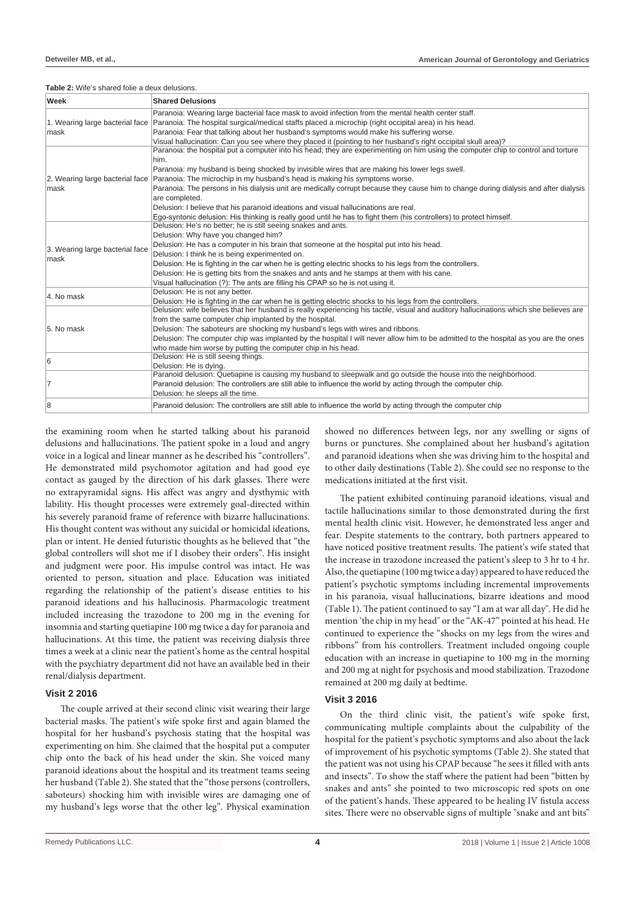**Table 2:** Wife's shared folie a deux delusions.

| Week | Shared Delusions |
|---|---|
| 1. Wearing large bacterial face mask | Paranoia: Wearing large bacterial face mask to avoid infection from the mental health center staff.<br>Paranoia: The hospital surgical/medical staffs placed a microchip (right occipital area) in his head.<br>Paranoia: Fear that talking about her husband's symptoms would make his suffering worse.<br>Visual hallucination: Can you see where they placed it (pointing to her husband's right occipital skull area)? |
| 2. Wearing large bacterial face mask | Paranoia: the hospital put a computer into his head; they are experimenting on him using the computer chip to control and torture him.<br>Paranoia: my husband is being shocked by invisible wires that are making his lower legs swell.<br>Paranoia: The microchip in my husband's head is making his symptoms worse.<br>Paranoia: The persons in his dialysis unit are medically corrupt because they cause him to change during dialysis and after dialysis are completed.<br>Delusion: I believe that his paranoid ideations and visual hallucinations are real.<br>Ego-syntonic delusion: His thinking is really good until he has to fight them (his controllers) to protect himself. |
| 3. Wearing large bacterial face mask | Delusion: He's no better; he is still seeing snakes and ants.<br>Delusion: Why have you changed him?<br>Delusion: He has a computer in his brain that someone at the hospital put into his head.<br>Delusion: I think he is being experimented on.<br>Delusion: He is fighting in the car when he is getting electric shocks to his legs from the controllers.<br>Delusion: He is getting bits from the snakes and ants and he stamps at them with his cane.<br>Visual hallucination (?): The ants are filling his CPAP so he is not using it. |
| 4. No mask | Delusion: He is not any better.<br>Delusion: He is fighting in the car when he is getting electric shocks to his legs from the controllers. |
| 5. No mask | Delusion: wife believes that her husband is really experiencing his tactile, visual and auditory hallucinations which she believes are from the same computer chip implanted by the hospital.<br>Delusion: The saboteurs are shocking my husband's legs with wires and ribbons.<br>Delusion: The computer chip was implanted by the hospital I will never allow him to be admitted to the hospital as you are the ones who made him worse by putting the computer chip in his head. |
| 6 | Delusion: He is still seeing things.<br>Delusion: He is dying. |
| 7 | Paranoid delusion: Quetiapine is causing my husband to sleepwalk and go outside the house into the neighborhood.<br>Paranoid delusion: The controllers are still able to influence the world by acting through the computer chip.<br>Delusion: he sleeps all the time. |
| 8 | Paranoid delusion: The controllers are still able to influence the world by acting through the computer chip |

the examining room when he started talking about his paranoid delusions and hallucinations. The patient spoke in a loud and angry voice in a logical and linear manner as he described his "controllers". He demonstrated mild psychomotor agitation and had good eye contact as gauged by the direction of his dark glasses. There were no extrapyramidal signs. His affect was angry and dysthymic with lability. His thought processes were extremely goal-directed within his severely paranoid frame of reference with bizarre hallucinations. His thought content was without any suicidal or homicidal ideations, plan or intent. He denied futuristic thoughts as he believed that "the global controllers will shot me if I disobey their orders". His insight and judgment were poor. His impulse control was intact. He was oriented to person, situation and place. Education was initiated regarding the relationship of the patient's disease entities to his paranoid ideations and his hallucinosis. Pharmacologic treatment included increasing the trazodone to 200 mg in the evening for insomnia and starting quetiapine 100 mg twice a day for paranoia and hallucinations. At this time, the patient was receiving dialysis three times a week at a clinic near the patient's home as the central hospital with the psychiatry department did not have an available bed in their renal/dialysis department.

### Visit 2 2016

The couple arrived at their second clinic visit wearing their large bacterial masks. The patient's wife spoke first and again blamed the hospital for her husband's psychosis stating that the hospital was experimenting on him. She claimed that the hospital put a computer chip onto the back of his head under the skin. She voiced many paranoid ideations about the hospital and its treatment teams seeing her husband (Table 2). She stated that the "those persons (controllers, saboteurs) shocking him with invisible wires are damaging one of my husband's legs worse that the other leg". Physical examination showed no differences between legs, nor any swelling or signs of burns or punctures. She complained about her husband's agitation and paranoid ideations when she was driving him to the hospital and to other daily destinations (Table 2). She could see no response to the medications initiated at the first visit.

The patient exhibited continuing paranoid ideations, visual and tactile hallucinations similar to those demonstrated during the first mental health clinic visit. However, he demonstrated less anger and fear. Despite statements to the contrary, both partners appeared to have noticed positive treatment results. The patient's wife stated that the increase in trazodone increased the patient's sleep to 3 hr to 4 hr. Also, the quetiapine (100 mg twice a day) appeared to have reduced the patient's psychotic symptoms including incremental improvements in his paranoia, visual hallucinations, bizarre ideations and mood (Table 1). The patient continued to say "I am at war all day". He did he mention 'the chip in my head" or the "AK-47" pointed at his head. He continued to experience the "shocks on my legs from the wires and ribbons" from his controllers. Treatment included ongoing couple education with an increase in quetiapine to 100 mg in the morning and 200 mg at night for psychosis and mood stabilization. Trazodone remained at 200 mg daily at bedtime.

### Visit 3 2016

On the third clinic visit, the patient's wife spoke first, communicating multiple complaints about the culpability of the hospital for the patient's psychotic symptoms and also about the lack of improvement of his psychotic symptoms (Table 2). She stated that the patient was not using his CPAP because "he sees it filled with ants and insects". To show the staff where the patient had been "bitten by snakes and ants" she pointed to two microscopic red spots on one of the patient's hands. These appeared to be healing IV fistula access sites. There were no observable signs of multiple "snake and ant bits"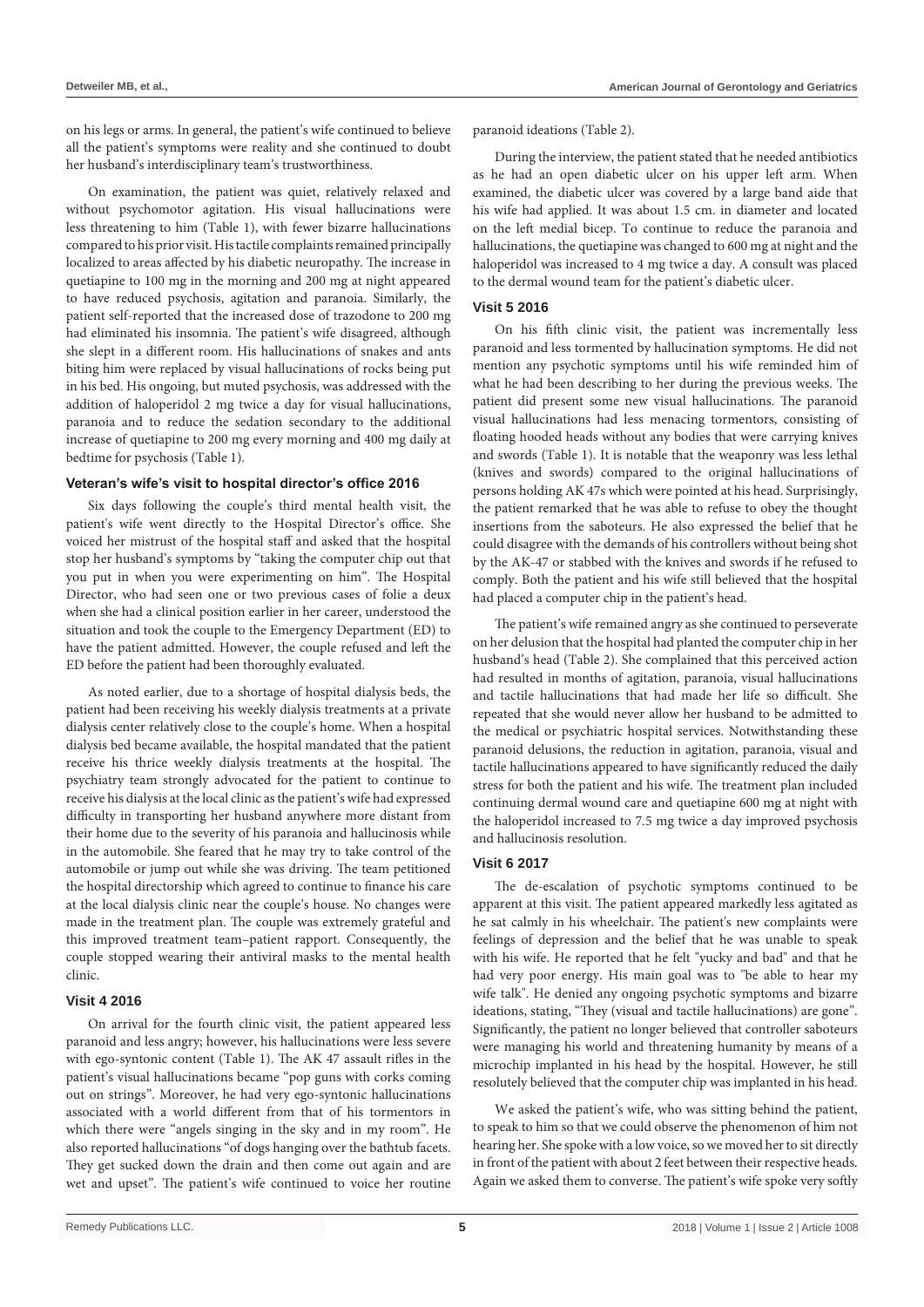on his legs or arms. In general, the patient's wife continued to believe all the patient's symptoms were reality and she continued to doubt her husband's interdisciplinary team's trustworthiness.

On examination, the patient was quiet, relatively relaxed and without psychomotor agitation. His visual hallucinations were less threatening to him (Table 1), with fewer bizarre hallucinations compared to his prior visit. His tactile complaints remained principally localized to areas affected by his diabetic neuropathy. The increase in quetiapine to 100 mg in the morning and 200 mg at night appeared to have reduced psychosis, agitation and paranoia. Similarly, the patient self-reported that the increased dose of trazodone to 200 mg had eliminated his insomnia. The patient's wife disagreed, although she slept in a different room. His hallucinations of snakes and ants biting him were replaced by visual hallucinations of rocks being put in his bed. His ongoing, but muted psychosis, was addressed with the addition of haloperidol 2 mg twice a day for visual hallucinations, paranoia and to reduce the sedation secondary to the additional increase of quetiapine to 200 mg every morning and 400 mg daily at bedtime for psychosis (Table 1).

### Veteran's wife's visit to hospital director's office 2016

Six days following the couple's third mental health visit, the patient's wife went directly to the Hospital Director's office. She voiced her mistrust of the hospital staff and asked that the hospital stop her husband's symptoms by "taking the computer chip out that you put in when you were experimenting on him". The Hospital Director, who had seen one or two previous cases of folie a deux when she had a clinical position earlier in her career, understood the situation and took the couple to the Emergency Department (ED) to have the patient admitted. However, the couple refused and left the ED before the patient had been thoroughly evaluated.

As noted earlier, due to a shortage of hospital dialysis beds, the patient had been receiving his weekly dialysis treatments at a private dialysis center relatively close to the couple's home. When a hospital dialysis bed became available, the hospital mandated that the patient receive his thrice weekly dialysis treatments at the hospital. The psychiatry team strongly advocated for the patient to continue to receive his dialysis at the local clinic as the patient's wife had expressed difficulty in transporting her husband anywhere more distant from their home due to the severity of his paranoia and hallucinosis while in the automobile. She feared that he may try to take control of the automobile or jump out while she was driving. The team petitioned the hospital directorship which agreed to continue to finance his care at the local dialysis clinic near the couple's house. No changes were made in the treatment plan. The couple was extremely grateful and this improved treatment team–patient rapport. Consequently, the couple stopped wearing their antiviral masks to the mental health clinic.

### Visit 4 2016

On arrival for the fourth clinic visit, the patient appeared less paranoid and less angry; however, his hallucinations were less severe with ego-syntonic content (Table 1). The AK 47 assault rifles in the patient's visual hallucinations became "pop guns with corks coming out on strings". Moreover, he had very ego-syntonic hallucinations associated with a world different from that of his tormentors in which there were "angels singing in the sky and in my room". He also reported hallucinations "of dogs hanging over the bathtub facets. They get sucked down the drain and then come out again and are wet and upset". The patient's wife continued to voice her routine paranoid ideations (Table 2).

During the interview, the patient stated that he needed antibiotics as he had an open diabetic ulcer on his upper left arm. When examined, the diabetic ulcer was covered by a large band aide that his wife had applied. It was about 1.5 cm. in diameter and located on the left medial bicep. To continue to reduce the paranoia and hallucinations, the quetiapine was changed to 600 mg at night and the haloperidol was increased to 4 mg twice a day. A consult was placed to the dermal wound team for the patient's diabetic ulcer.

### Visit 5 2016

On his fifth clinic visit, the patient was incrementally less paranoid and less tormented by hallucination symptoms. He did not mention any psychotic symptoms until his wife reminded him of what he had been describing to her during the previous weeks. The patient did present some new visual hallucinations. The paranoid visual hallucinations had less menacing tormentors, consisting of floating hooded heads without any bodies that were carrying knives and swords (Table 1). It is notable that the weaponry was less lethal (knives and swords) compared to the original hallucinations of persons holding AK 47s which were pointed at his head. Surprisingly, the patient remarked that he was able to refuse to obey the thought insertions from the saboteurs. He also expressed the belief that he could disagree with the demands of his controllers without being shot by the AK-47 or stabbed with the knives and swords if he refused to comply. Both the patient and his wife still believed that the hospital had placed a computer chip in the patient's head.

The patient's wife remained angry as she continued to perseverate on her delusion that the hospital had planted the computer chip in her husband's head (Table 2). She complained that this perceived action had resulted in months of agitation, paranoia, visual hallucinations and tactile hallucinations that had made her life so difficult. She repeated that she would never allow her husband to be admitted to the medical or psychiatric hospital services. Notwithstanding these paranoid delusions, the reduction in agitation, paranoia, visual and tactile hallucinations appeared to have significantly reduced the daily stress for both the patient and his wife. The treatment plan included continuing dermal wound care and quetiapine 600 mg at night with the haloperidol increased to 7.5 mg twice a day improved psychosis and hallucinosis resolution.

### Visit 6 2017

The de-escalation of psychotic symptoms continued to be apparent at this visit. The patient appeared markedly less agitated as he sat calmly in his wheelchair. The patient's new complaints were feelings of depression and the belief that he was unable to speak with his wife. He reported that he felt "yucky and bad" and that he had very poor energy. His main goal was to "be able to hear my wife talk". He denied any ongoing psychotic symptoms and bizarre ideations, stating, "They (visual and tactile hallucinations) are gone". Significantly, the patient no longer believed that controller saboteurs were managing his world and threatening humanity by means of a microchip implanted in his head by the hospital. However, he still resolutely believed that the computer chip was implanted in his head.

We asked the patient's wife, who was sitting behind the patient, to speak to him so that we could observe the phenomenon of him not hearing her. She spoke with a low voice, so we moved her to sit directly in front of the patient with about 2 feet between their respective heads. Again we asked them to converse. The patient's wife spoke very softly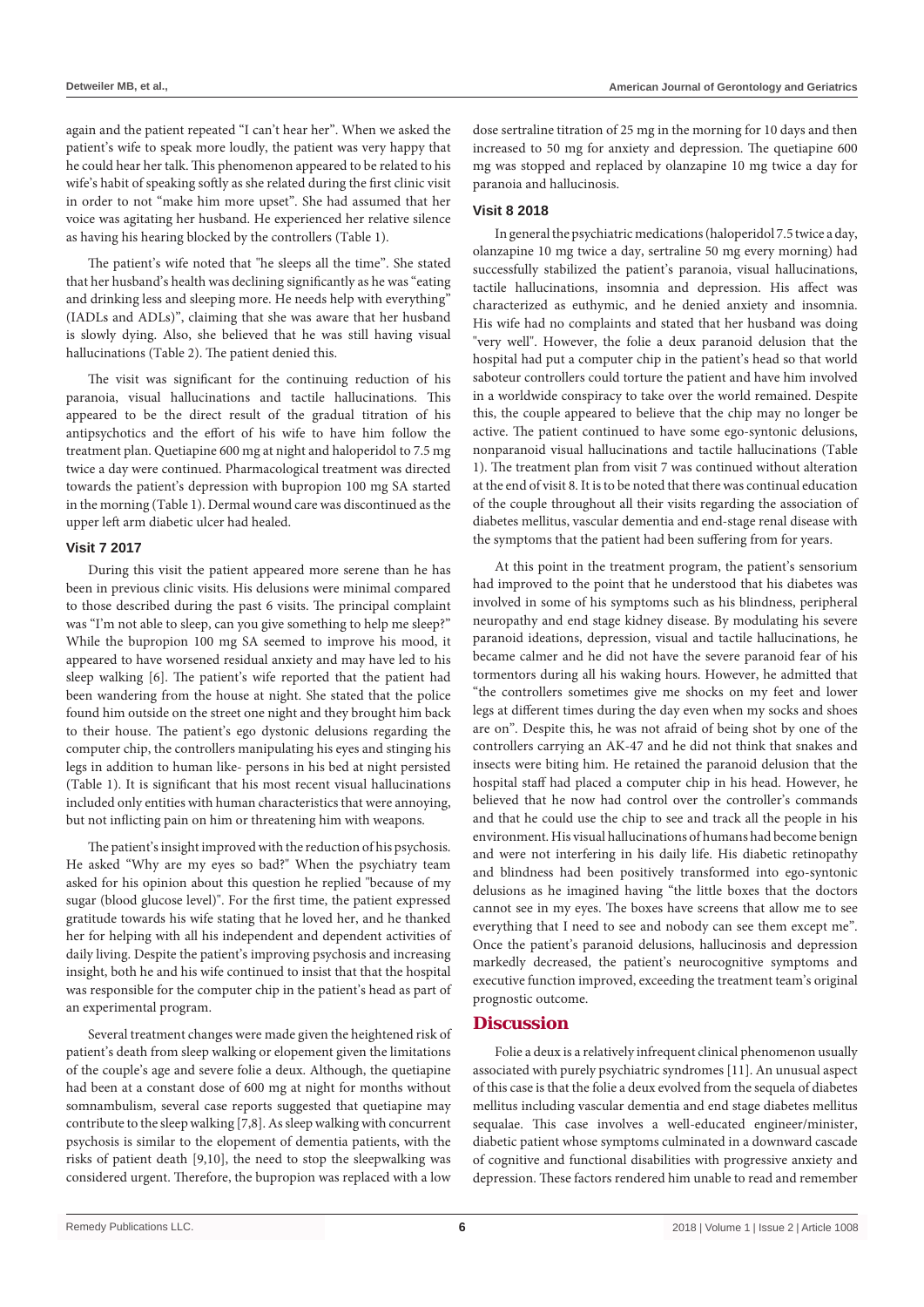again and the patient repeated "I can't hear her". When we asked the patient's wife to speak more loudly, the patient was very happy that he could hear her talk. This phenomenon appeared to be related to his wife's habit of speaking softly as she related during the first clinic visit in order to not "make him more upset". She had assumed that her voice was agitating her husband. He experienced her relative silence as having his hearing blocked by the controllers (Table 1).

The patient's wife noted that "he sleeps all the time". She stated that her husband's health was declining significantly as he was "eating and drinking less and sleeping more. He needs help with everything" (IADLs and ADLs)", claiming that she was aware that her husband is slowly dying. Also, she believed that he was still having visual hallucinations (Table 2). The patient denied this.

The visit was significant for the continuing reduction of his paranoia, visual hallucinations and tactile hallucinations. This appeared to be the direct result of the gradual titration of his antipsychotics and the effort of his wife to have him follow the treatment plan. Quetiapine 600 mg at night and haloperidol to 7.5 mg twice a day were continued. Pharmacological treatment was directed towards the patient's depression with bupropion 100 mg SA started in the morning (Table 1). Dermal wound care was discontinued as the upper left arm diabetic ulcer had healed.

### Visit 7 2017

During this visit the patient appeared more serene than he has been in previous clinic visits. His delusions were minimal compared to those described during the past 6 visits. The principal complaint was "I'm not able to sleep, can you give something to help me sleep?" While the bupropion 100 mg SA seemed to improve his mood, it appeared to have worsened residual anxiety and may have led to his sleep walking [6]. The patient's wife reported that the patient had been wandering from the house at night. She stated that the police found him outside on the street one night and they brought him back to their house. The patient's ego dystonic delusions regarding the computer chip, the controllers manipulating his eyes and stinging his legs in addition to human like- persons in his bed at night persisted (Table 1). It is significant that his most recent visual hallucinations included only entities with human characteristics that were annoying, but not inflicting pain on him or threatening him with weapons.

The patient's insight improved with the reduction of his psychosis. He asked "Why are my eyes so bad?" When the psychiatry team asked for his opinion about this question he replied "because of my sugar (blood glucose level)". For the first time, the patient expressed gratitude towards his wife stating that he loved her, and he thanked her for helping with all his independent and dependent activities of daily living. Despite the patient's improving psychosis and increasing insight, both he and his wife continued to insist that that the hospital was responsible for the computer chip in the patient's head as part of an experimental program.

Several treatment changes were made given the heightened risk of patient's death from sleep walking or elopement given the limitations of the couple's age and severe folie a deux. Although, the quetiapine had been at a constant dose of 600 mg at night for months without somnambulism, several case reports suggested that quetiapine may contribute to the sleep walking [7,8]. As sleep walking with concurrent psychosis is similar to the elopement of dementia patients, with the risks of patient death [9,10], the need to stop the sleepwalking was considered urgent. Therefore, the bupropion was replaced with a low dose sertraline titration of 25 mg in the morning for 10 days and then increased to 50 mg for anxiety and depression. The quetiapine 600 mg was stopped and replaced by olanzapine 10 mg twice a day for paranoia and hallucinosis.

### Visit 8 2018

In general the psychiatric medications (haloperidol 7.5 twice a day, olanzapine 10 mg twice a day, sertraline 50 mg every morning) had successfully stabilized the patient's paranoia, visual hallucinations, tactile hallucinations, insomnia and depression. His affect was characterized as euthymic, and he denied anxiety and insomnia. His wife had no complaints and stated that her husband was doing "very well". However, the folie a deux paranoid delusion that the hospital had put a computer chip in the patient's head so that world saboteur controllers could torture the patient and have him involved in a worldwide conspiracy to take over the world remained. Despite this, the couple appeared to believe that the chip may no longer be active. The patient continued to have some ego-syntonic delusions, nonparanoid visual hallucinations and tactile hallucinations (Table 1). The treatment plan from visit 7 was continued without alteration at the end of visit 8. It is to be noted that there was continual education of the couple throughout all their visits regarding the association of diabetes mellitus, vascular dementia and end-stage renal disease with the symptoms that the patient had been suffering from for years.

At this point in the treatment program, the patient's sensorium had improved to the point that he understood that his diabetes was involved in some of his symptoms such as his blindness, peripheral neuropathy and end stage kidney disease. By modulating his severe paranoid ideations, depression, visual and tactile hallucinations, he became calmer and he did not have the severe paranoid fear of his tormentors during all his waking hours. However, he admitted that "the controllers sometimes give me shocks on my feet and lower legs at different times during the day even when my socks and shoes are on". Despite this, he was not afraid of being shot by one of the controllers carrying an AK-47 and he did not think that snakes and insects were biting him. He retained the paranoid delusion that the hospital staff had placed a computer chip in his head. However, he believed that he now had control over the controller's commands and that he could use the chip to see and track all the people in his environment. His visual hallucinations of humans had become benign and were not interfering in his daily life. His diabetic retinopathy and blindness had been positively transformed into ego-syntonic delusions as he imagined having "the little boxes that the doctors cannot see in my eyes. The boxes have screens that allow me to see everything that I need to see and nobody can see them except me". Once the patient's paranoid delusions, hallucinosis and depression markedly decreased, the patient's neurocognitive symptoms and executive function improved, exceeding the treatment team's original prognostic outcome.

## Discussion

Folie a deux is a relatively infrequent clinical phenomenon usually associated with purely psychiatric syndromes [11]. An unusual aspect of this case is that the folie a deux evolved from the sequela of diabetes mellitus including vascular dementia and end stage diabetes mellitus sequalae. This case involves a well-educated engineer/minister, diabetic patient whose symptoms culminated in a downward cascade of cognitive and functional disabilities with progressive anxiety and depression. These factors rendered him unable to read and remember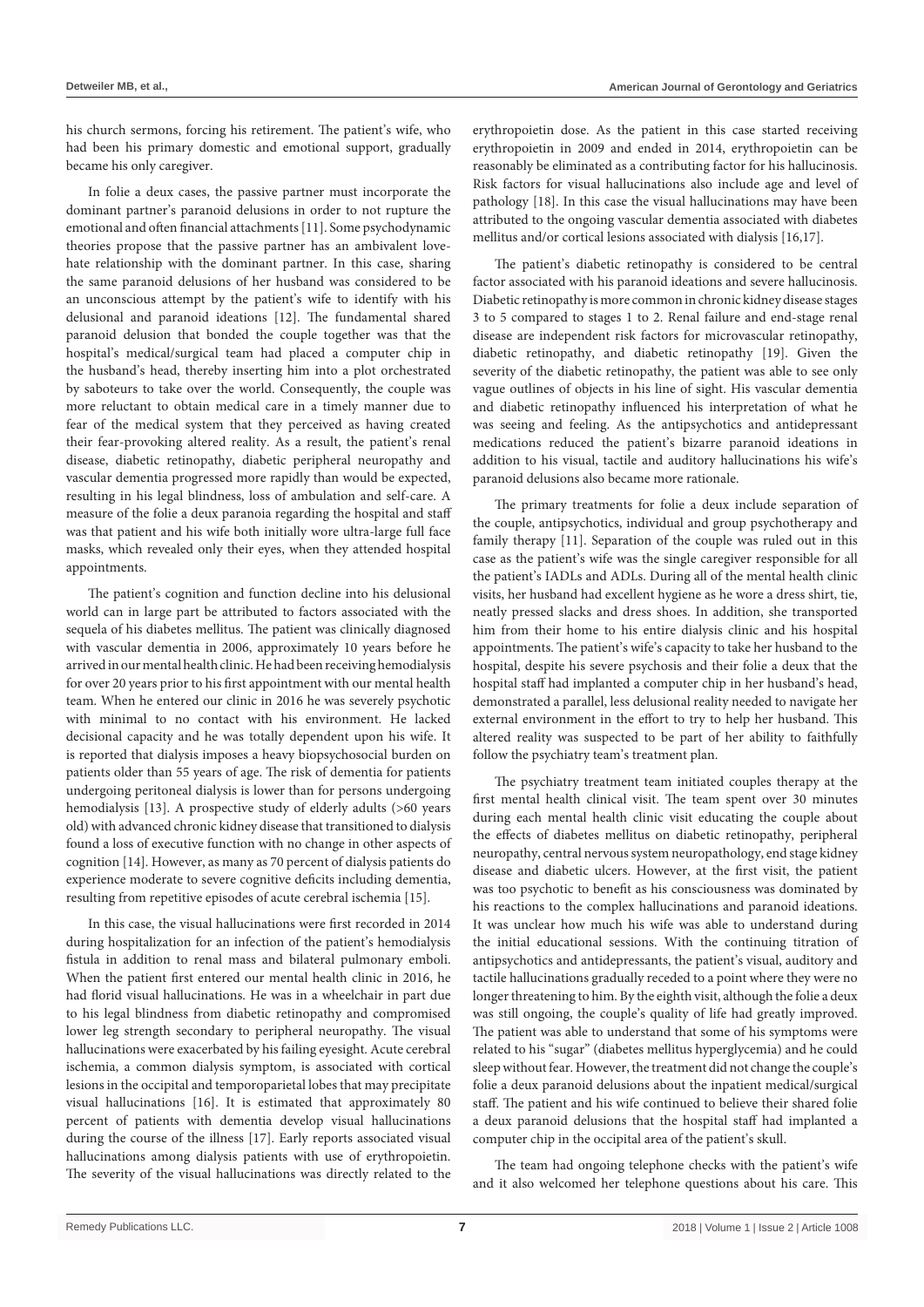his church sermons, forcing his retirement. The patient's wife, who had been his primary domestic and emotional support, gradually became his only caregiver.

In folie a deux cases, the passive partner must incorporate the dominant partner's paranoid delusions in order to not rupture the emotional and often financial attachments [11]. Some psychodynamic theories propose that the passive partner has an ambivalent love-hate relationship with the dominant partner. In this case, sharing the same paranoid delusions of her husband was considered to be an unconscious attempt by the patient's wife to identify with his delusional and paranoid ideations [12]. The fundamental shared paranoid delusion that bonded the couple together was that the hospital's medical/surgical team had placed a computer chip in the husband's head, thereby inserting him into a plot orchestrated by saboteurs to take over the world. Consequently, the couple was more reluctant to obtain medical care in a timely manner due to fear of the medical system that they perceived as having created their fear-provoking altered reality. As a result, the patient's renal disease, diabetic retinopathy, diabetic peripheral neuropathy and vascular dementia progressed more rapidly than would be expected, resulting in his legal blindness, loss of ambulation and self-care. A measure of the folie a deux paranoia regarding the hospital and staff was that patient and his wife both initially wore ultra-large full face masks, which revealed only their eyes, when they attended hospital appointments.

The patient's cognition and function decline into his delusional world can in large part be attributed to factors associated with the sequela of his diabetes mellitus. The patient was clinically diagnosed with vascular dementia in 2006, approximately 10 years before he arrived in our mental health clinic. He had been receiving hemodialysis for over 20 years prior to his first appointment with our mental health team. When he entered our clinic in 2016 he was severely psychotic with minimal to no contact with his environment. He lacked decisional capacity and he was totally dependent upon his wife. It is reported that dialysis imposes a heavy biopsychosocial burden on patients older than 55 years of age. The risk of dementia for patients undergoing peritoneal dialysis is lower than for persons undergoing hemodialysis [13]. A prospective study of elderly adults (>60 years old) with advanced chronic kidney disease that transitioned to dialysis found a loss of executive function with no change in other aspects of cognition [14]. However, as many as 70 percent of dialysis patients do experience moderate to severe cognitive deficits including dementia, resulting from repetitive episodes of acute cerebral ischemia [15].

In this case, the visual hallucinations were first recorded in 2014 during hospitalization for an infection of the patient's hemodialysis fistula in addition to renal mass and bilateral pulmonary emboli. When the patient first entered our mental health clinic in 2016, he had florid visual hallucinations. He was in a wheelchair in part due to his legal blindness from diabetic retinopathy and compromised lower leg strength secondary to peripheral neuropathy. The visual hallucinations were exacerbated by his failing eyesight. Acute cerebral ischemia, a common dialysis symptom, is associated with cortical lesions in the occipital and temporoparietal lobes that may precipitate visual hallucinations [16]. It is estimated that approximately 80 percent of patients with dementia develop visual hallucinations during the course of the illness [17]. Early reports associated visual hallucinations among dialysis patients with use of erythropoietin. The severity of the visual hallucinations was directly related to the erythropoietin dose. As the patient in this case started receiving erythropoietin in 2009 and ended in 2014, erythropoietin can be reasonably be eliminated as a contributing factor for his hallucinosis. Risk factors for visual hallucinations also include age and level of pathology [18]. In this case the visual hallucinations may have been attributed to the ongoing vascular dementia associated with diabetes mellitus and/or cortical lesions associated with dialysis [16,17].

The patient's diabetic retinopathy is considered to be central factor associated with his paranoid ideations and severe hallucinosis. Diabetic retinopathy is more common in chronic kidney disease stages 3 to 5 compared to stages 1 to 2. Renal failure and end-stage renal disease are independent risk factors for microvascular retinopathy, diabetic retinopathy, and diabetic retinopathy [19]. Given the severity of the diabetic retinopathy, the patient was able to see only vague outlines of objects in his line of sight. His vascular dementia and diabetic retinopathy influenced his interpretation of what he was seeing and feeling. As the antipsychotics and antidepressant medications reduced the patient's bizarre paranoid ideations in addition to his visual, tactile and auditory hallucinations his wife's paranoid delusions also became more rationale.

The primary treatments for folie a deux include separation of the couple, antipsychotics, individual and group psychotherapy and family therapy [11]. Separation of the couple was ruled out in this case as the patient's wife was the single caregiver responsible for all the patient's IADLs and ADLs. During all of the mental health clinic visits, her husband had excellent hygiene as he wore a dress shirt, tie, neatly pressed slacks and dress shoes. In addition, she transported him from their home to his entire dialysis clinic and his hospital appointments. The patient's wife's capacity to take her husband to the hospital, despite his severe psychosis and their folie a deux that the hospital staff had implanted a computer chip in her husband's head, demonstrated a parallel, less delusional reality needed to navigate her external environment in the effort to try to help her husband. This altered reality was suspected to be part of her ability to faithfully follow the psychiatry team's treatment plan.

The psychiatry treatment team initiated couples therapy at the first mental health clinical visit. The team spent over 30 minutes during each mental health clinic visit educating the couple about the effects of diabetes mellitus on diabetic retinopathy, peripheral neuropathy, central nervous system neuropathology, end stage kidney disease and diabetic ulcers. However, at the first visit, the patient was too psychotic to benefit as his consciousness was dominated by his reactions to the complex hallucinations and paranoid ideations. It was unclear how much his wife was able to understand during the initial educational sessions. With the continuing titration of antipsychotics and antidepressants, the patient's visual, auditory and tactile hallucinations gradually receded to a point where they were no longer threatening to him. By the eighth visit, although the folie a deux was still ongoing, the couple's quality of life had greatly improved. The patient was able to understand that some of his symptoms were related to his "sugar" (diabetes mellitus hyperglycemia) and he could sleep without fear. However, the treatment did not change the couple's folie a deux paranoid delusions about the inpatient medical/surgical staff. The patient and his wife continued to believe their shared folie a deux paranoid delusions that the hospital staff had implanted a computer chip in the occipital area of the patient's skull.

The team had ongoing telephone checks with the patient's wife and it also welcomed her telephone questions about his care. This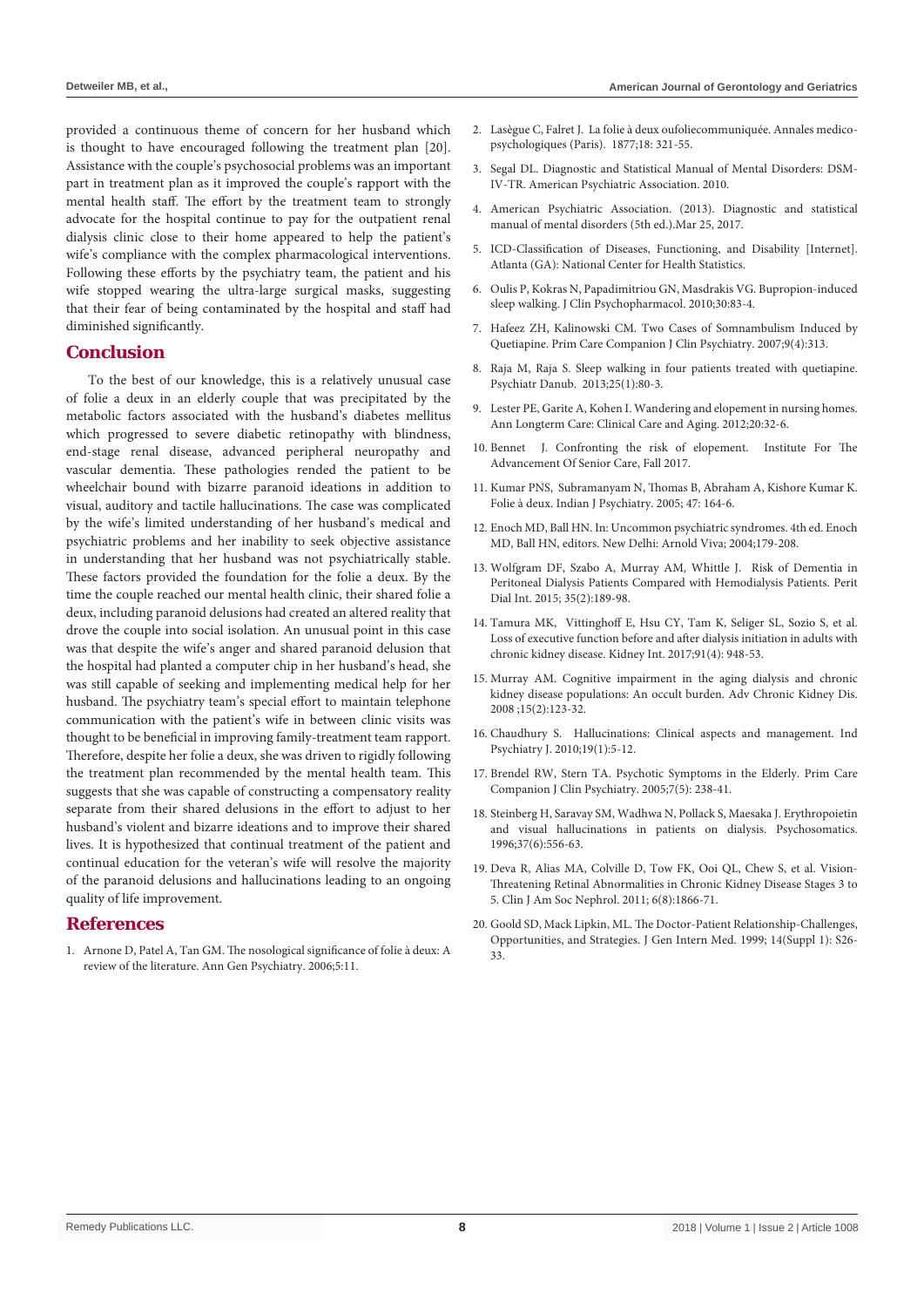provided a continuous theme of concern for her husband which is thought to have encouraged following the treatment plan [20]. Assistance with the couple's psychosocial problems was an important part in treatment plan as it improved the couple's rapport with the mental health staff. The effort by the treatment team to strongly advocate for the hospital continue to pay for the outpatient renal dialysis clinic close to their home appeared to help the patient's wife's compliance with the complex pharmacological interventions. Following these efforts by the psychiatry team, the patient and his wife stopped wearing the ultra-large surgical masks, suggesting that their fear of being contaminated by the hospital and staff had diminished significantly.

## Conclusion

To the best of our knowledge, this is a relatively unusual case of folie a deux in an elderly couple that was precipitated by the metabolic factors associated with the husband's diabetes mellitus which progressed to severe diabetic retinopathy with blindness, end-stage renal disease, advanced peripheral neuropathy and vascular dementia. These pathologies rended the patient to be wheelchair bound with bizarre paranoid ideations in addition to visual, auditory and tactile hallucinations. The case was complicated by the wife's limited understanding of her husband's medical and psychiatric problems and her inability to seek objective assistance in understanding that her husband was not psychiatrically stable. These factors provided the foundation for the folie a deux. By the time the couple reached our mental health clinic, their shared folie a deux, including paranoid delusions had created an altered reality that drove the couple into social isolation. An unusual point in this case was that despite the wife's anger and shared paranoid delusion that the hospital had planted a computer chip in her husband's head, she was still capable of seeking and implementing medical help for her husband. The psychiatry team's special effort to maintain telephone communication with the patient's wife in between clinic visits was thought to be beneficial in improving family-treatment team rapport. Therefore, despite her folie a deux, she was driven to rigidly following the treatment plan recommended by the mental health team. This suggests that she was capable of constructing a compensatory reality separate from their shared delusions in the effort to adjust to her husband's violent and bizarre ideations and to improve their shared lives. It is hypothesized that continual treatment of the patient and continual education for the veteran's wife will resolve the majority of the paranoid delusions and hallucinations leading to an ongoing quality of life improvement.

## References

1. Arnone D, Patel A, Tan GM. The nosological significance of folie à deux: A review of the literature. Ann Gen Psychiatry. 2006;5:11.
2. Lasègue C, Falret J. La folie à deux oufoliecommuniquée. Annales medico-psychologiques (Paris). 1877;18: 321-55.
3. Segal DL. Diagnostic and Statistical Manual of Mental Disorders: DSM-IV-TR. American Psychiatric Association. 2010.
4. American Psychiatric Association. (2013). Diagnostic and statistical manual of mental disorders (5th ed.).Mar 25, 2017.
5. ICD-Classification of Diseases, Functioning, and Disability [Internet]. Atlanta (GA): National Center for Health Statistics.
6. Oulis P, Kokras N, Papadimitriou GN, Masdrakis VG. Bupropion-induced sleep walking. J Clin Psychopharmacol. 2010;30:83-4.
7. Hafeez ZH, Kalinowski CM. Two Cases of Somnambulism Induced by Quetiapine. Prim Care Companion J Clin Psychiatry. 2007;9(4):313.
8. Raja M, Raja S. Sleep walking in four patients treated with quetiapine. Psychiatr Danub. 2013;25(1):80-3.
9. Lester PE, Garite A, Kohen I. Wandering and elopement in nursing homes. Ann Longterm Care: Clinical Care and Aging. 2012;20:32-6.
10. Bennet J. Confronting the risk of elopement. Institute For The Advancement Of Senior Care, Fall 2017.
11. Kumar PNS, Subramanyam N, Thomas B, Abraham A, Kishore Kumar K. Folie à deux. Indian J Psychiatry. 2005; 47: 164-6.
12. Enoch MD, Ball HN. In: Uncommon psychiatric syndromes. 4th ed. Enoch MD, Ball HN, editors. New Delhi: Arnold Viva; 2004;179-208.
13. Wolfgram DF, Szabo A, Murray AM, Whittle J. Risk of Dementia in Peritoneal Dialysis Patients Compared with Hemodialysis Patients. Perit Dial Int. 2015; 35(2):189-98.
14. Tamura MK, Vittinghoff E, Hsu CY, Tam K, Seliger SL, Sozio S, et al. Loss of executive function before and after dialysis initiation in adults with chronic kidney disease. Kidney Int. 2017;91(4): 948-53.
15. Murray AM. Cognitive impairment in the aging dialysis and chronic kidney disease populations: An occult burden. Adv Chronic Kidney Dis. 2008 ;15(2):123-32.
16. Chaudhury S. Hallucinations: Clinical aspects and management. Ind Psychiatry J. 2010;19(1):5-12.
17. Brendel RW, Stern TA. Psychotic Symptoms in the Elderly. Prim Care Companion J Clin Psychiatry. 2005;7(5): 238-41.
18. Steinberg H, Saravay SM, Wadhwa N, Pollack S, Maesaka J. Erythropoietin and visual hallucinations in patients on dialysis. Psychosomatics. 1996;37(6):556-63.
19. Deva R, Alias MA, Colville D, Tow FK, Ooi QL, Chew S, et al. Vision-Threatening Retinal Abnormalities in Chronic Kidney Disease Stages 3 to 5. Clin J Am Soc Nephrol. 2011; 6(8):1866-71.
20. Goold SD, Mack Lipkin, ML. The Doctor-Patient Relationship-Challenges, Opportunities, and Strategies. J Gen Intern Med. 1999; 14(Suppl 1): S26-33.